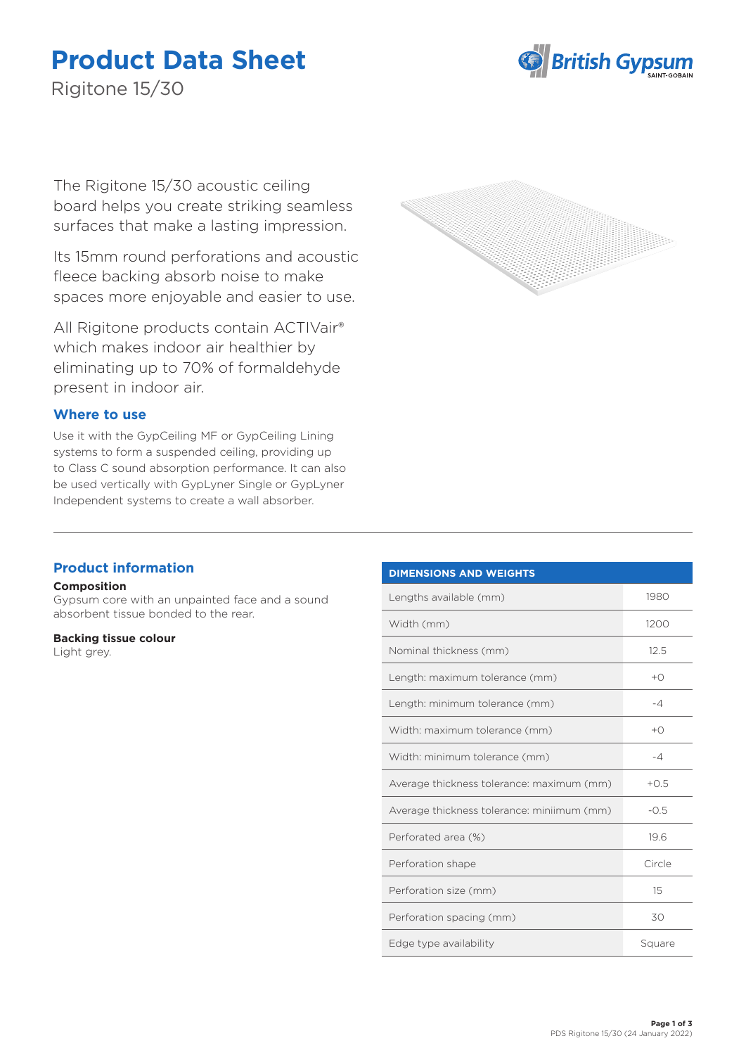// Product Data Sheet
# Product Data Sheet

Rigitone 15/30

The Rigitone 15/30 acoustic ceiling board helps you create striking seamless surfaces that make a lasting impression.

Its 15mm round perforations and acoustic fleece backing absorb noise to make spaces more enjoyable and easier to use.

All Rigitone products contain ACTIVair® which makes indoor air healthier by eliminating up to 70% of formaldehyde present in indoor air.

## Where to use

Use it with the GypCeiling MF or GypCeiling Lining systems to form a suspended ceiling, providing up to Class C sound absorption performance. It can also be used vertically with GypLyner Single or GypLyner Independent systems to create a wall absorber.

## Product information

**Composition**
Gypsum core with an unpainted face and a sound absorbent tissue bonded to the rear.

**Backing tissue colour**
Light grey.

| DIMENSIONS AND WEIGHTS | |
|---|---|
| Lengths available (mm) | 1980 |
| Width (mm) | 1200 |
| Nominal thickness (mm) | 12.5 |
| Length: maximum tolerance (mm) | +0 |
| Length: minimum tolerance (mm) | -4 |
| Width: maximum tolerance (mm) | +0 |
| Width: minimum tolerance (mm) | -4 |
| Average thickness tolerance: maximum (mm) | +0.5 |
| Average thickness tolerance: miniimum (mm) | -0.5 |
| Perforated area (%) | 19.6 |
| Perforation shape | Circle |
| Perforation size (mm) | 15 |
| Perforation spacing (mm) | 30 |
| Edge type availability | Square |

PDS Rigitone 15/30 (24 January 2022)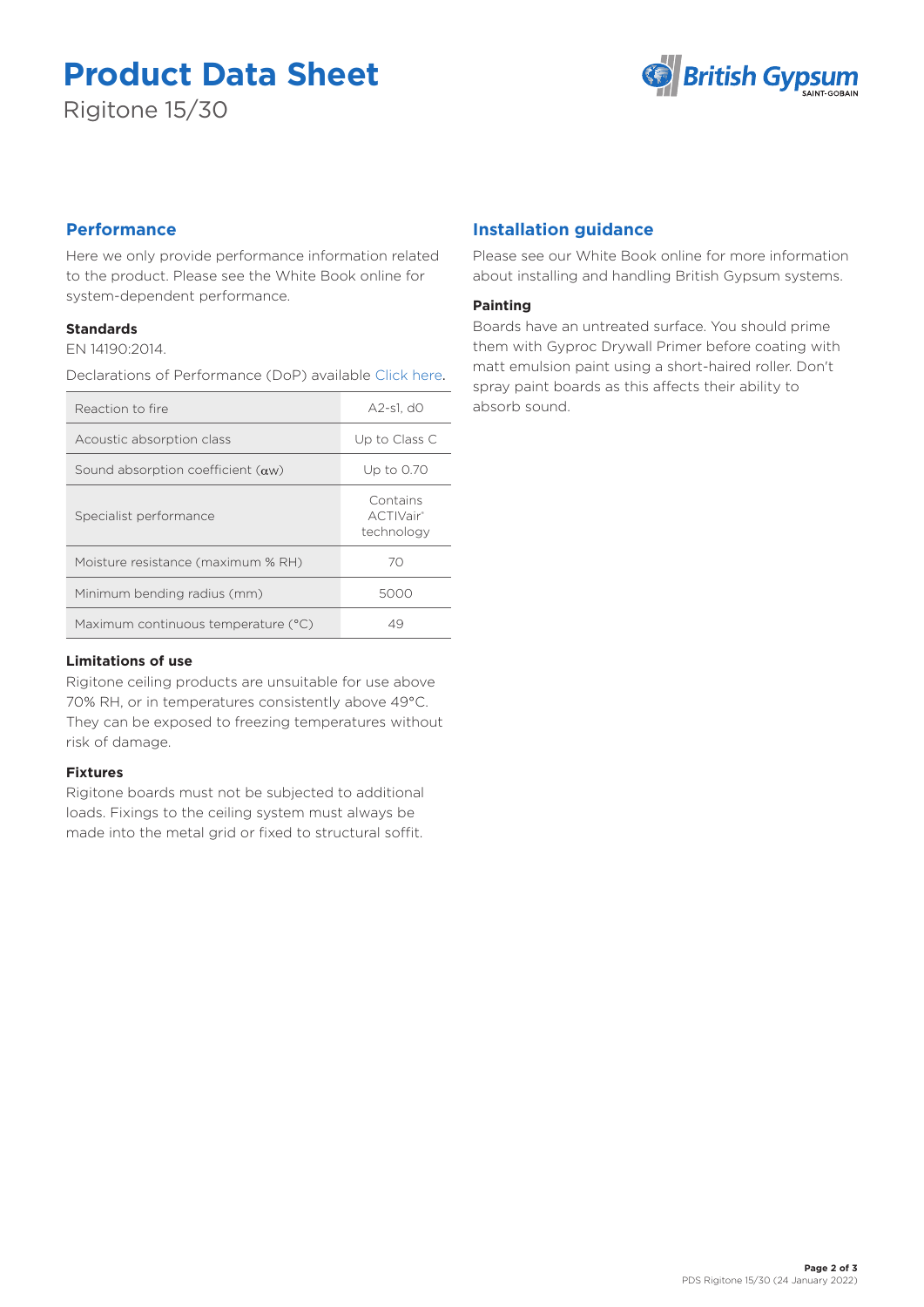# Product Data Sheet

Rigitone 15/30

## Performance

Here we only provide performance information related to the product. Please see the White Book online for system-dependent performance.

### Standards

EN 14190:2014.

Declarations of Performance (DoP) available Click here.

| Property | Value |
|---|---|
| Reaction to fire | A2-s1, d0 |
| Acoustic absorption class | Up to Class C |
| Sound absorption coefficient ($\alpha_W$) | Up to 0.70 |
| Specialist performance | Contains ACTIVair® technology |
| Moisture resistance (maximum % RH) | 70 |
| Minimum bending radius (mm) | 5000 |
| Maximum continuous temperature (°C) | 49 |

### Limitations of use

Rigitone ceiling products are unsuitable for use above 70% RH, or in temperatures consistently above 49°C. They can be exposed to freezing temperatures without risk of damage.

### Fixtures

Rigitone boards must not be subjected to additional loads. Fixings to the ceiling system must always be made into the metal grid or fixed to structural soffit.

## Installation guidance

Please see our White Book online for more information about installing and handling British Gypsum systems.

### Painting

Boards have an untreated surface. You should prime them with Gyproc Drywall Primer before coating with matt emulsion paint using a short-haired roller. Don't spray paint boards as this affects their ability to absorb sound.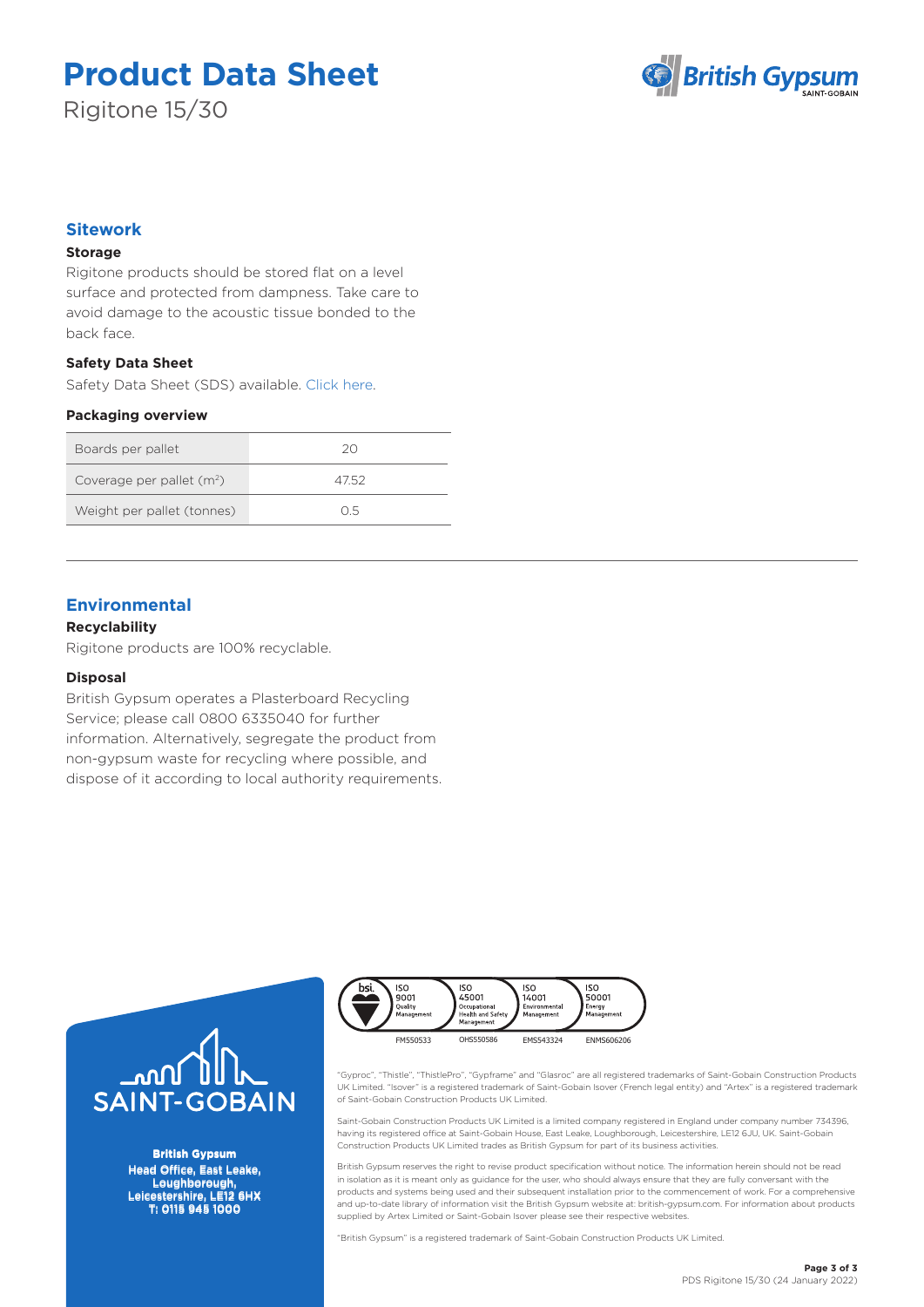# Product Data Sheet

Rigitone 15/30

## Sitework

### Storage

Rigitone products should be stored flat on a level surface and protected from dampness. Take care to avoid damage to the acoustic tissue bonded to the back face.

### Safety Data Sheet

Safety Data Sheet (SDS) available. Click here.

### Packaging overview

| | |
|---|---|
| Boards per pallet | 20 |
| Coverage per pallet ($m^2$) | 47.52 |
| Weight per pallet (tonnes) | 0.5 |

## Environmental

### Recyclability

Rigitone products are 100% recyclable.

### Disposal

British Gypsum operates a Plasterboard Recycling Service; please call 0800 6335040 for further information. Alternatively, segregate the product from non-gypsum waste for recycling where possible, and dispose of it according to local authority requirements.

ISO 9001 Quality Management FM550533
ISO 45001 Occupational Health and Safety Management OHS550586
ISO 14001 Environmental Management EMS543324
ISO 50001 Energy Management ENMS606206

**British Gypsum**
**Head Office, East Leake, Loughborough, Leicestershire, LE12 6HX**
**T: 0115 945 1000**

"Gyproc", "Thistle", "ThistlePro", "Gypframe" and "Glasroc" are all registered trademarks of Saint-Gobain Construction Products UK Limited. "Isover" is a registered trademark of Saint-Gobain Isover (French legal entity) and "Artex" is a registered trademark of Saint-Gobain Construction Products UK Limited.

Saint-Gobain Construction Products UK Limited is a limited company registered in England under company number 734396, having its registered office at Saint-Gobain House, East Leake, Loughborough, Leicestershire, LE12 6JU, UK. Saint-Gobain Construction Products UK Limited trades as British Gypsum for part of its business activities.

British Gypsum reserves the right to revise product specification without notice. The information herein should not be read in isolation as it is meant only as guidance for the user, who should always ensure that they are fully conversant with the products and systems being used and their subsequent installation prior to the commencement of work. For a comprehensive and up-to-date library of information visit the British Gypsum website at: british-gypsum.com. For information about products supplied by Artex Limited or Saint-Gobain Isover please see their respective websites.

"British Gypsum" is a registered trademark of Saint-Gobain Construction Products UK Limited.

PDS Rigitone 15/30 (24 January 2022)